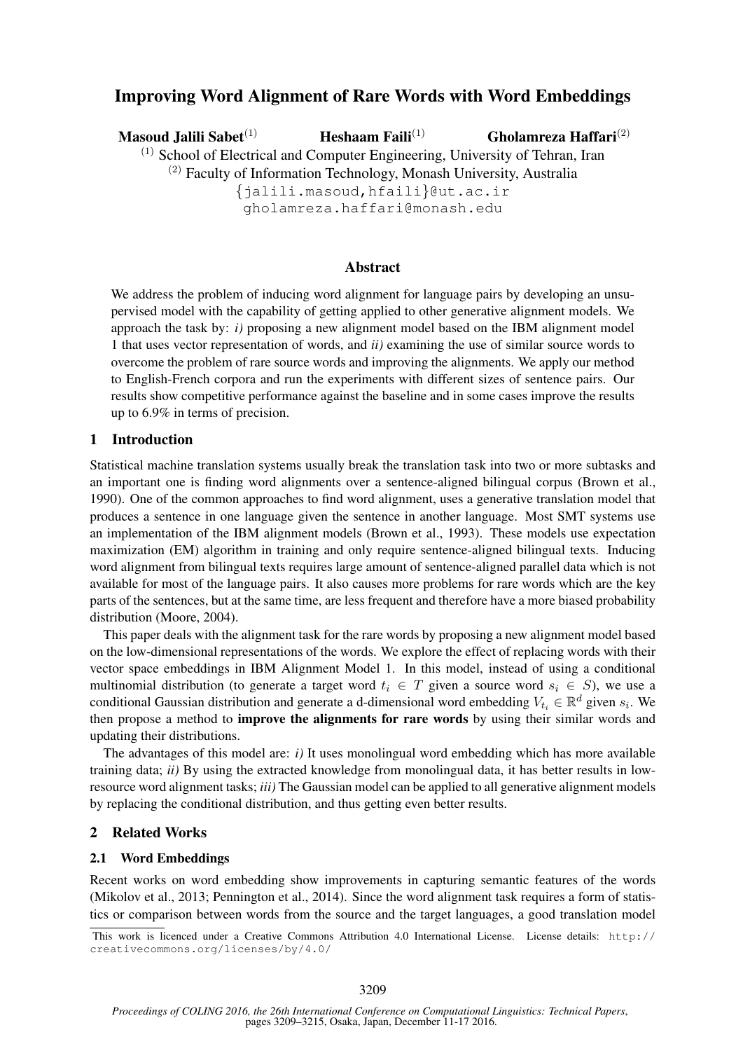# Improving Word Alignment of Rare Words with Word Embeddings

**Masoud Jalili Sabet**[(1)] **Heshaam Faili**[(1)] **Gholamreza Haffari**[(2)]

[(1)] School of Electrical and Computer Engineering, University of Tehran, Iran
[(2)] Faculty of Information Technology, Monash University, Australia
{jalili.masoud,hfaili}@ut.ac.ir
gholamreza.haffari@monash.edu

## Abstract

We address the problem of inducing word alignment for language pairs by developing an unsupervised model with the capability of getting applied to other generative alignment models. We approach the task by: *i)* proposing a new alignment model based on the IBM alignment model 1 that uses vector representation of words, and *ii)* examining the use of similar source words to overcome the problem of rare source words and improving the alignments. We apply our method to English-French corpora and run the experiments with different sizes of sentence pairs. Our results show competitive performance against the baseline and in some cases improve the results up to 6.9% in terms of precision.

## 1 Introduction

Statistical machine translation systems usually break the translation task into two or more subtasks and an important one is finding word alignments over a sentence-aligned bilingual corpus (Brown et al., 1990). One of the common approaches to find word alignment, uses a generative translation model that produces a sentence in one language given the sentence in another language. Most SMT systems use an implementation of the IBM alignment models (Brown et al., 1993). These models use expectation maximization (EM) algorithm in training and only require sentence-aligned bilingual texts. Inducing word alignment from bilingual texts requires large amount of sentence-aligned parallel data which is not available for most of the language pairs. It also causes more problems for rare words which are the key parts of the sentences, but at the same time, are less frequent and therefore have a more biased probability distribution (Moore, 2004).

This paper deals with the alignment task for the rare words by proposing a new alignment model based on the low-dimensional representations of the words. We explore the effect of replacing words with their vector space embeddings in IBM Alignment Model 1. In this model, instead of using a conditional multinomial distribution (to generate a target word $t_i \in T$ given a source word $s_i \in S$), we use a conditional Gaussian distribution and generate a d-dimensional word embedding $V_{t_i} \in \mathbb{R}^d$ given $s_i$. We then propose a method to **improve the alignments for rare words** by using their similar words and updating their distributions.

The advantages of this model are: *i)* It uses monolingual word embedding which has more available training data; *ii)* By using the extracted knowledge from monolingual data, it has better results in low-resource word alignment tasks; *iii)* The Gaussian model can be applied to all generative alignment models by replacing the conditional distribution, and thus getting even better results.

## 2 Related Works

### 2.1 Word Embeddings

Recent works on word embedding show improvements in capturing semantic features of the words (Mikolov et al., 2013; Pennington et al., 2014). Since the word alignment task requires a form of statistics or comparison between words from the source and the target languages, a good translation model

This work is licenced under a Creative Commons Attribution 4.0 International License. License details: http://creativecommons.org/licenses/by/4.0/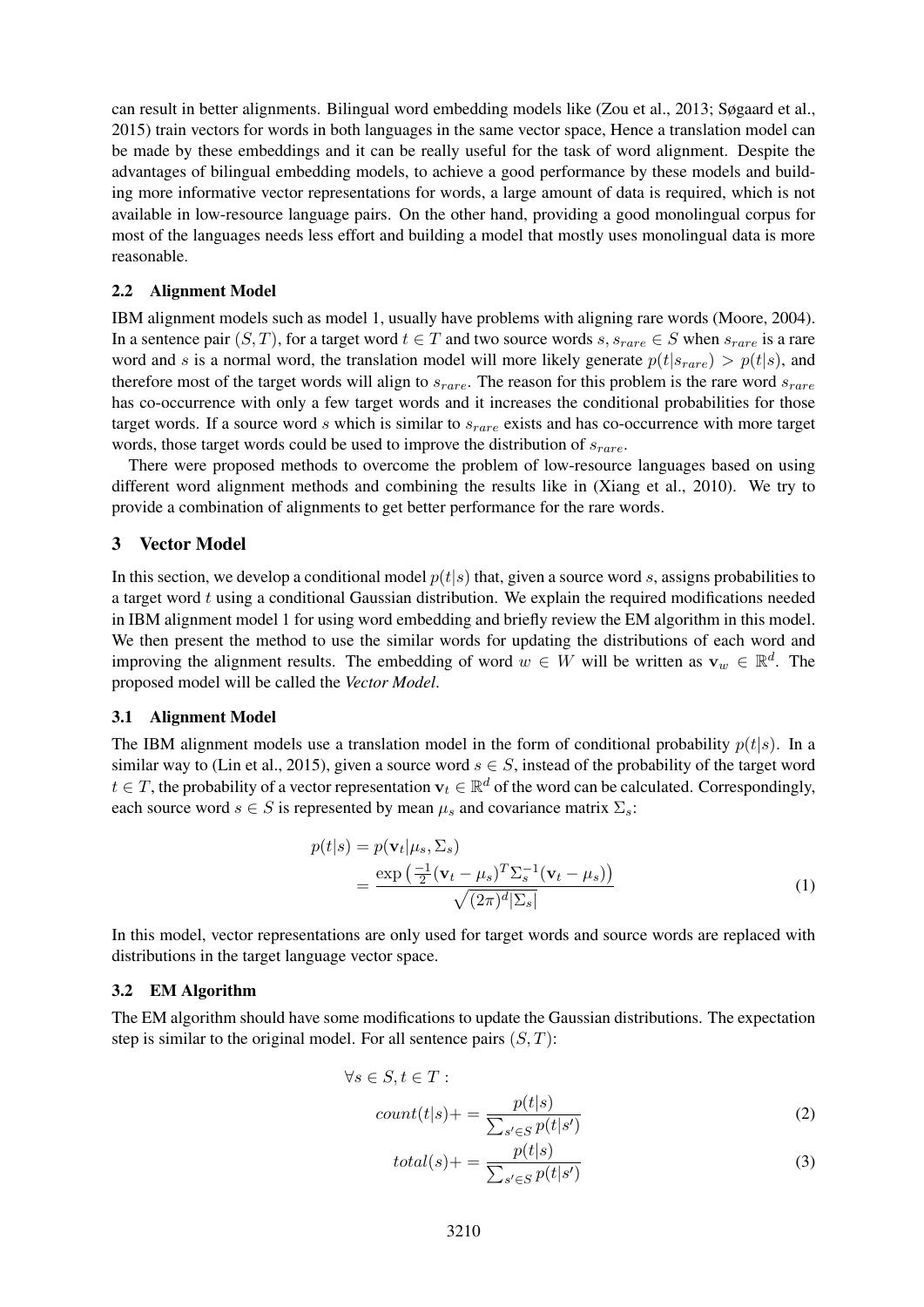can result in better alignments. Bilingual word embedding models like (Zou et al., 2013; Søgaard et al., 2015) train vectors for words in both languages in the same vector space, Hence a translation model can be made by these embeddings and it can be really useful for the task of word alignment. Despite the advantages of bilingual embedding models, to achieve a good performance by these models and building more informative vector representations for words, a large amount of data is required, which is not available in low-resource language pairs. On the other hand, providing a good monolingual corpus for most of the languages needs less effort and building a model that mostly uses monolingual data is more reasonable.

### 2.2 Alignment Model

IBM alignment models such as model 1, usually have problems with aligning rare words (Moore, 2004). In a sentence pair $(S, T)$, for a target word $t \in T$ and two source words $s, s_{rare} \in S$ when $s_{rare}$ is a rare word and $s$ is a normal word, the translation model will more likely generate $p(t|s_{rare}) > p(t|s)$, and therefore most of the target words will align to $s_{rare}$. The reason for this problem is the rare word $s_{rare}$ has co-occurrence with only a few target words and it increases the conditional probabilities for those target words. If a source word $s$ which is similar to $s_{rare}$ exists and has co-occurrence with more target words, those target words could be used to improve the distribution of $s_{rare}$.

There were proposed methods to overcome the problem of low-resource languages based on using different word alignment methods and combining the results like in (Xiang et al., 2010). We try to provide a combination of alignments to get better performance for the rare words.

## 3 Vector Model

In this section, we develop a conditional model $p(t|s)$ that, given a source word $s$, assigns probabilities to a target word $t$ using a conditional Gaussian distribution. We explain the required modifications needed in IBM alignment model 1 for using word embedding and briefly review the EM algorithm in this model. We then present the method to use the similar words for updating the distributions of each word and improving the alignment results. The embedding of word $w \in W$ will be written as $\mathbf{v}_w \in \mathbb{R}^d$. The proposed model will be called the *Vector Model*.

### 3.1 Alignment Model

The IBM alignment models use a translation model in the form of conditional probability $p(t|s)$. In a similar way to (Lin et al., 2015), given a source word $s \in S$, instead of the probability of the target word $t \in T$, the probability of a vector representation $\mathbf{v}_t \in \mathbb{R}^d$ of the word can be calculated. Correspondingly, each source word $s \in S$ is represented by mean $\mu_s$ and covariance matrix $\Sigma_s$:

$$
\begin{aligned}
p(t|s) &= p(\mathbf{v}_t|\mu_s, \Sigma_s) \\
&= \frac{\exp\left(\frac{-1}{2}(\mathbf{v}_t - \mu_s)^T \Sigma_s^{-1} (\mathbf{v}_t - \mu_s)\right)}{\sqrt{(2\pi)^d |\Sigma_s|}}
\end{aligned}
\tag{1}
$$

In this model, vector representations are only used for target words and source words are replaced with distributions in the target language vector space.

### 3.2 EM Algorithm

The EM algorithm should have some modifications to update the Gaussian distributions. The expectation step is similar to the original model. For all sentence pairs $(S, T)$:

$$
\forall s \in S, t \in T :
$$

$$
count(t|s) += \frac{p(t|s)}{\sum_{s' \in S} p(t|s')} \tag{2}
$$

$$
total(s) += \frac{p(t|s)}{\sum_{s' \in S} p(t|s')} \tag{3}
$$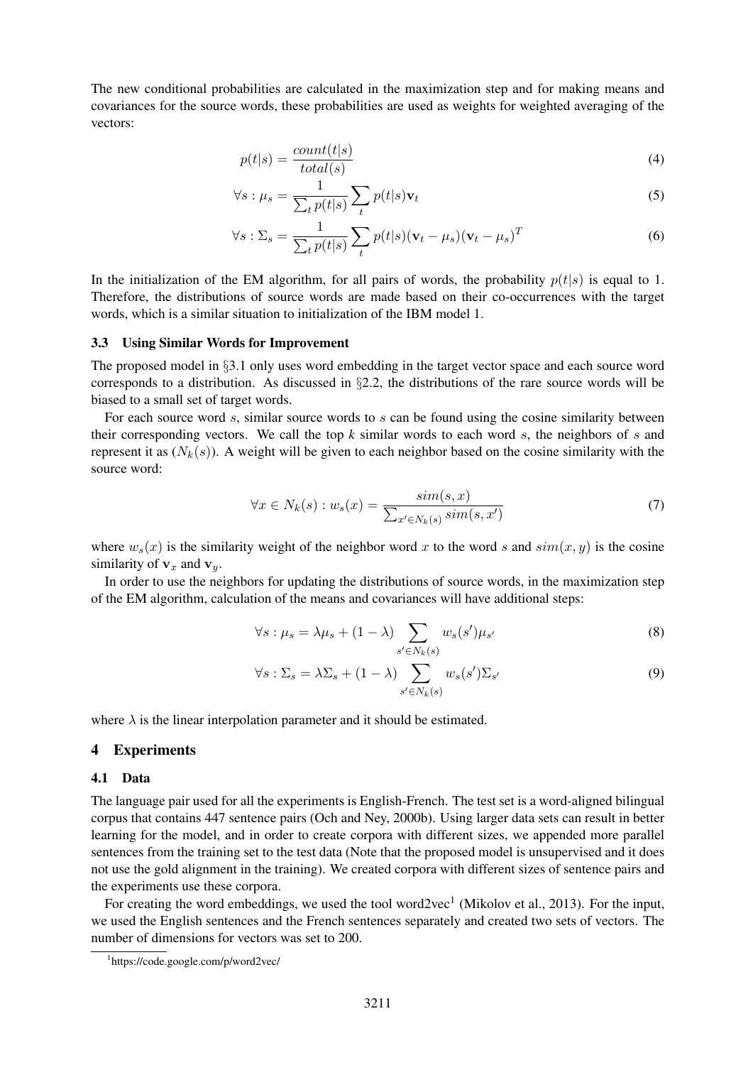The new conditional probabilities are calculated in the maximization step and for making means and covariances for the source words, these probabilities are used as weights for weighted averaging of the vectors:

$$p(t|s) = \frac{count(t|s)}{total(s)} \tag{4}$$

$$\forall s : \mu_s = \frac{1}{\sum_t p(t|s)} \sum_t p(t|s)\mathbf{v}_t \tag{5}$$

$$\forall s : \Sigma_s = \frac{1}{\sum_t p(t|s)} \sum_t p(t|s)(\mathbf{v}_t - \mu_s)(\mathbf{v}_t - \mu_s)^T \tag{6}$$

In the initialization of the EM algorithm, for all pairs of words, the probability $p(t|s)$ is equal to 1. Therefore, the distributions of source words are made based on their co-occurrences with the target words, which is a similar situation to initialization of the IBM model 1.

### 3.3 Using Similar Words for Improvement

The proposed model in §3.1 only uses word embedding in the target vector space and each source word corresponds to a distribution. As discussed in §2.2, the distributions of the rare source words will be biased to a small set of target words.

For each source word $s$, similar source words to $s$ can be found using the cosine similarity between their corresponding vectors. We call the top *k* similar words to each word $s$, the neighbors of $s$ and represent it as ($N_k(s)$). A weight will be given to each neighbor based on the cosine similarity with the source word:

$$\forall x \in N_k(s) : w_s(x) = \frac{sim(s,x)}{\sum_{x' \in N_k(s)} sim(s,x')} \tag{7}$$

where $w_s(x)$ is the similarity weight of the neighbor word $x$ to the word $s$ and $sim(x, y)$ is the cosine similarity of $\mathbf{v}_x$ and $\mathbf{v}_y$.

In order to use the neighbors for updating the distributions of source words, in the maximization step of the EM algorithm, calculation of the means and covariances will have additional steps:

$$\forall s : \mu_s = \lambda\mu_s + (1 - \lambda) \sum_{s' \in N_k(s)} w_s(s')\mu_{s'} \tag{8}$$

$$\forall s : \Sigma_s = \lambda\Sigma_s + (1 - \lambda) \sum_{s' \in N_k(s)} w_s(s')\Sigma_{s'} \tag{9}$$

where $\lambda$ is the linear interpolation parameter and it should be estimated.

## 4 Experiments

### 4.1 Data

The language pair used for all the experiments is English-French. The test set is a word-aligned bilingual corpus that contains 447 sentence pairs (Och and Ney, 2000b). Using larger data sets can result in better learning for the model, and in order to create corpora with different sizes, we appended more parallel sentences from the training set to the test data (Note that the proposed model is unsupervised and it does not use the gold alignment in the training). We created corpora with different sizes of sentence pairs and the experiments use these corpora.

For creating the word embeddings, we used the tool word2vec[1] (Mikolov et al., 2013). For the input, we used the English sentences and the French sentences separately and created two sets of vectors. The number of dimensions for vectors was set to 200.

[1]https://code.google.com/p/word2vec/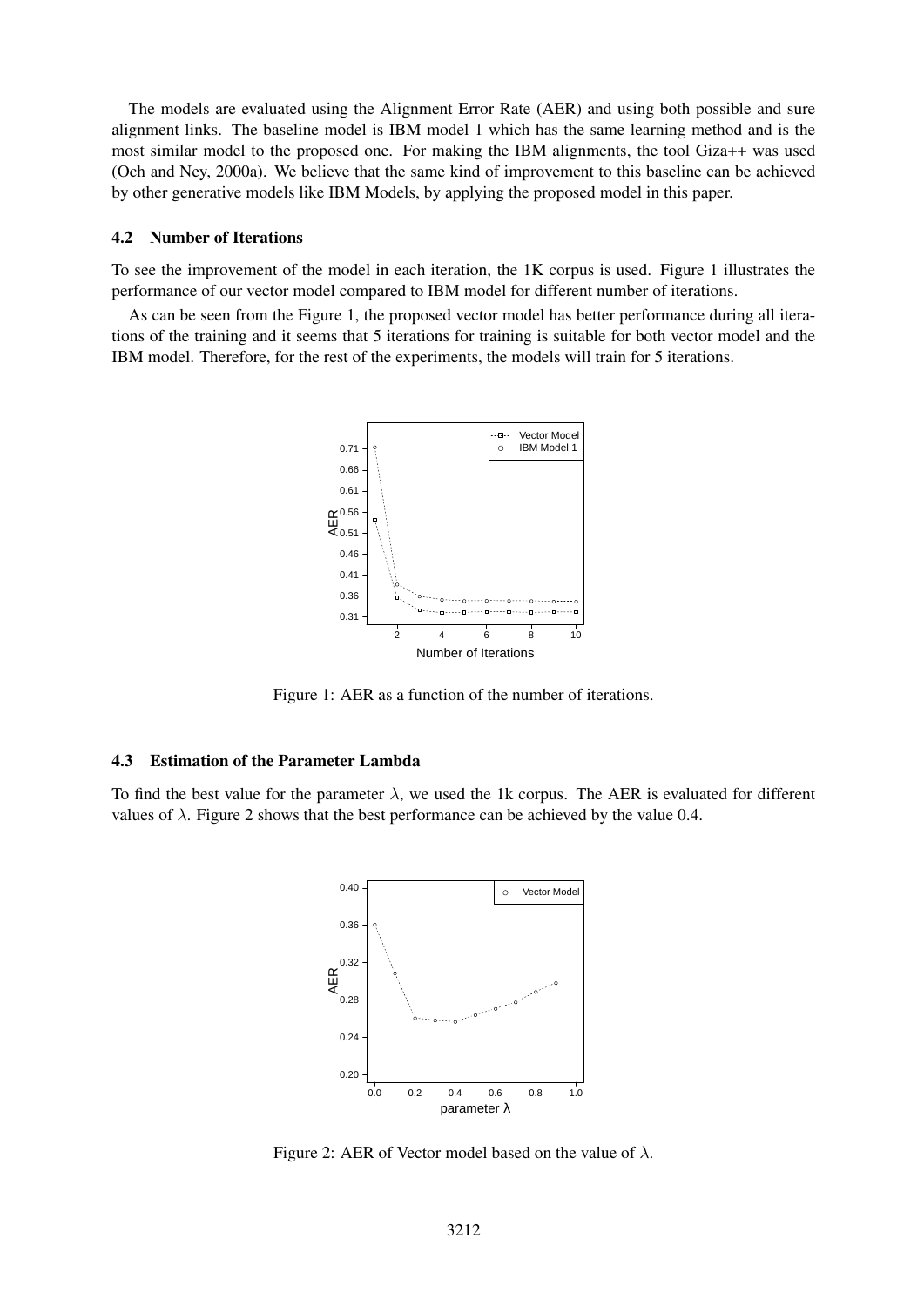The models are evaluated using the Alignment Error Rate (AER) and using both possible and sure alignment links. The baseline model is IBM model 1 which has the same learning method and is the most similar model to the proposed one. For making the IBM alignments, the tool Giza++ was used (Och and Ney, 2000a). We believe that the same kind of improvement to this baseline can be achieved by other generative models like IBM Models, by applying the proposed model in this paper.

### 4.2 Number of Iterations

To see the improvement of the model in each iteration, the 1K corpus is used. Figure 1 illustrates the performance of our vector model compared to IBM model for different number of iterations.

As can be seen from the Figure 1, the proposed vector model has better performance during all iterations of the training and it seems that 5 iterations for training is suitable for both vector model and the IBM model. Therefore, for the rest of the experiments, the models will train for 5 iterations.

Figure 1: AER as a function of the number of iterations.

### 4.3 Estimation of the Parameter Lambda

To find the best value for the parameter $\lambda$, we used the 1k corpus. The AER is evaluated for different values of $\lambda$. Figure 2 shows that the best performance can be achieved by the value 0.4.

Figure 2: AER of Vector model based on the value of $\lambda$.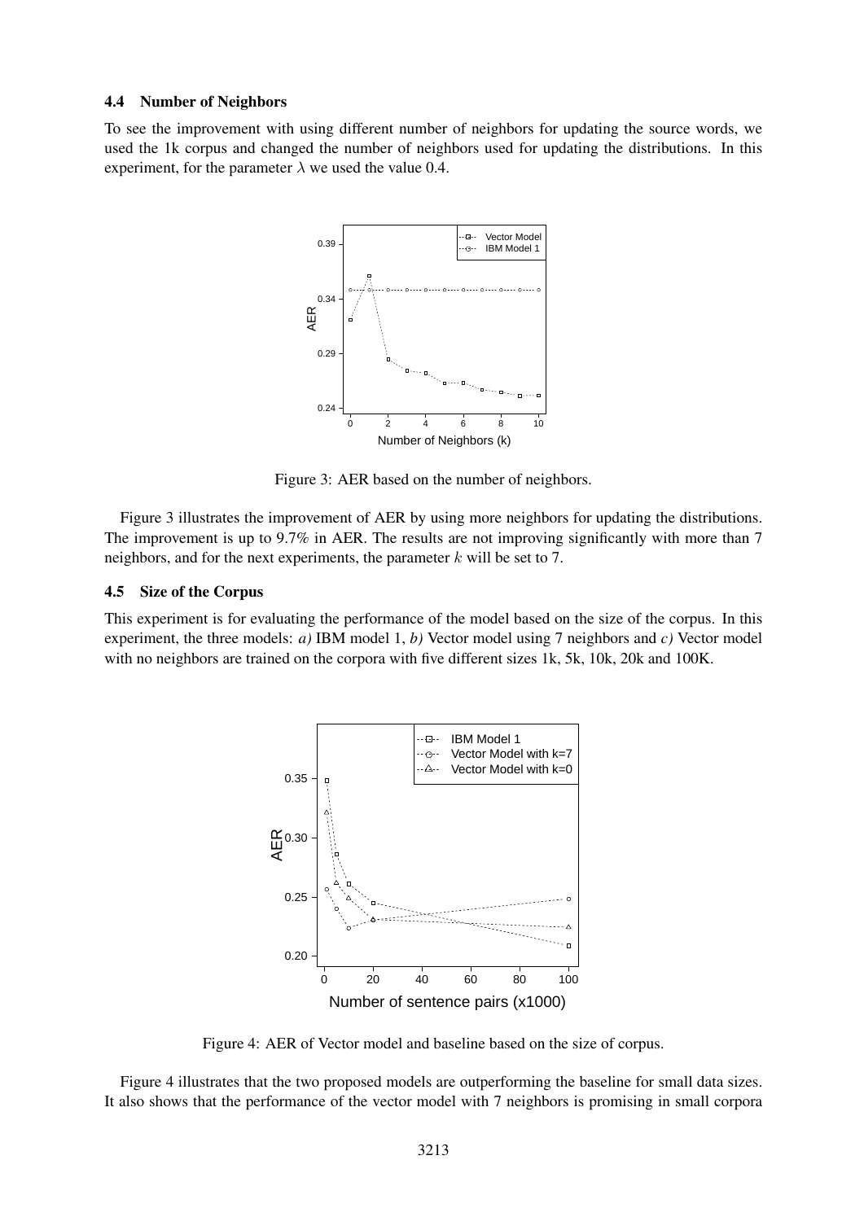### 4.4 Number of Neighbors

To see the improvement with using different number of neighbors for updating the source words, we used the 1k corpus and changed the number of neighbors used for updating the distributions. In this experiment, for the parameter $\lambda$ we used the value 0.4.

Figure 3: AER based on the number of neighbors.

Figure 3 illustrates the improvement of AER by using more neighbors for updating the distributions. The improvement is up to 9.7% in AER. The results are not improving significantly with more than 7 neighbors, and for the next experiments, the parameter $k$ will be set to 7.

### 4.5 Size of the Corpus

This experiment is for evaluating the performance of the model based on the size of the corpus. In this experiment, the three models: *a)* IBM model 1, *b)* Vector model using 7 neighbors and *c)* Vector model with no neighbors are trained on the corpora with five different sizes 1k, 5k, 10k, 20k and 100K.

Figure 4: AER of Vector model and baseline based on the size of corpus.

Figure 4 illustrates that the two proposed models are outperforming the baseline for small data sizes. It also shows that the performance of the vector model with 7 neighbors is promising in small corpora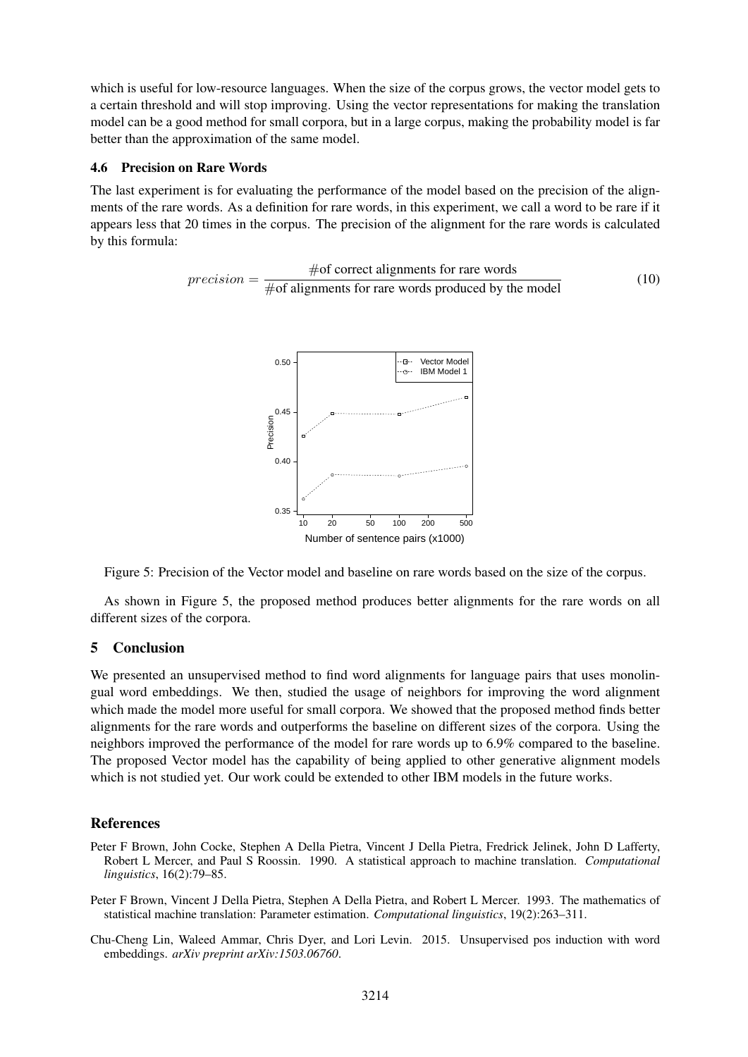which is useful for low-resource languages. When the size of the corpus grows, the vector model gets to a certain threshold and will stop improving. Using the vector representations for making the translation model can be a good method for small corpora, but in a large corpus, making the probability model is far better than the approximation of the same model.

### 4.6 Precision on Rare Words

The last experiment is for evaluating the performance of the model based on the precision of the alignments of the rare words. As a definition for rare words, in this experiment, we call a word to be rare if it appears less that 20 times in the corpus. The precision of the alignment for the rare words is calculated by this formula:

$$precision = \frac{\text{\#of correct alignments for rare words}}{\text{\#of alignments for rare words produced by the model}} \tag{10}$$

Figure 5: Precision of the Vector model and baseline on rare words based on the size of the corpus.

As shown in Figure 5, the proposed method produces better alignments for the rare words on all different sizes of the corpora.

## 5 Conclusion

We presented an unsupervised method to find word alignments for language pairs that uses monolingual word embeddings. We then, studied the usage of neighbors for improving the word alignment which made the model more useful for small corpora. We showed that the proposed method finds better alignments for the rare words and outperforms the baseline on different sizes of the corpora. Using the neighbors improved the performance of the model for rare words up to 6.9% compared to the baseline. The proposed Vector model has the capability of being applied to other generative alignment models which is not studied yet. Our work could be extended to other IBM models in the future works.

## References

Peter F Brown, John Cocke, Stephen A Della Pietra, Vincent J Della Pietra, Fredrick Jelinek, John D Lafferty, Robert L Mercer, and Paul S Roossin. 1990. A statistical approach to machine translation. *Computational linguistics*, 16(2):79–85.

Peter F Brown, Vincent J Della Pietra, Stephen A Della Pietra, and Robert L Mercer. 1993. The mathematics of statistical machine translation: Parameter estimation. *Computational linguistics*, 19(2):263–311.

Chu-Cheng Lin, Waleed Ammar, Chris Dyer, and Lori Levin. 2015. Unsupervised pos induction with word embeddings. *arXiv preprint arXiv:1503.06760*.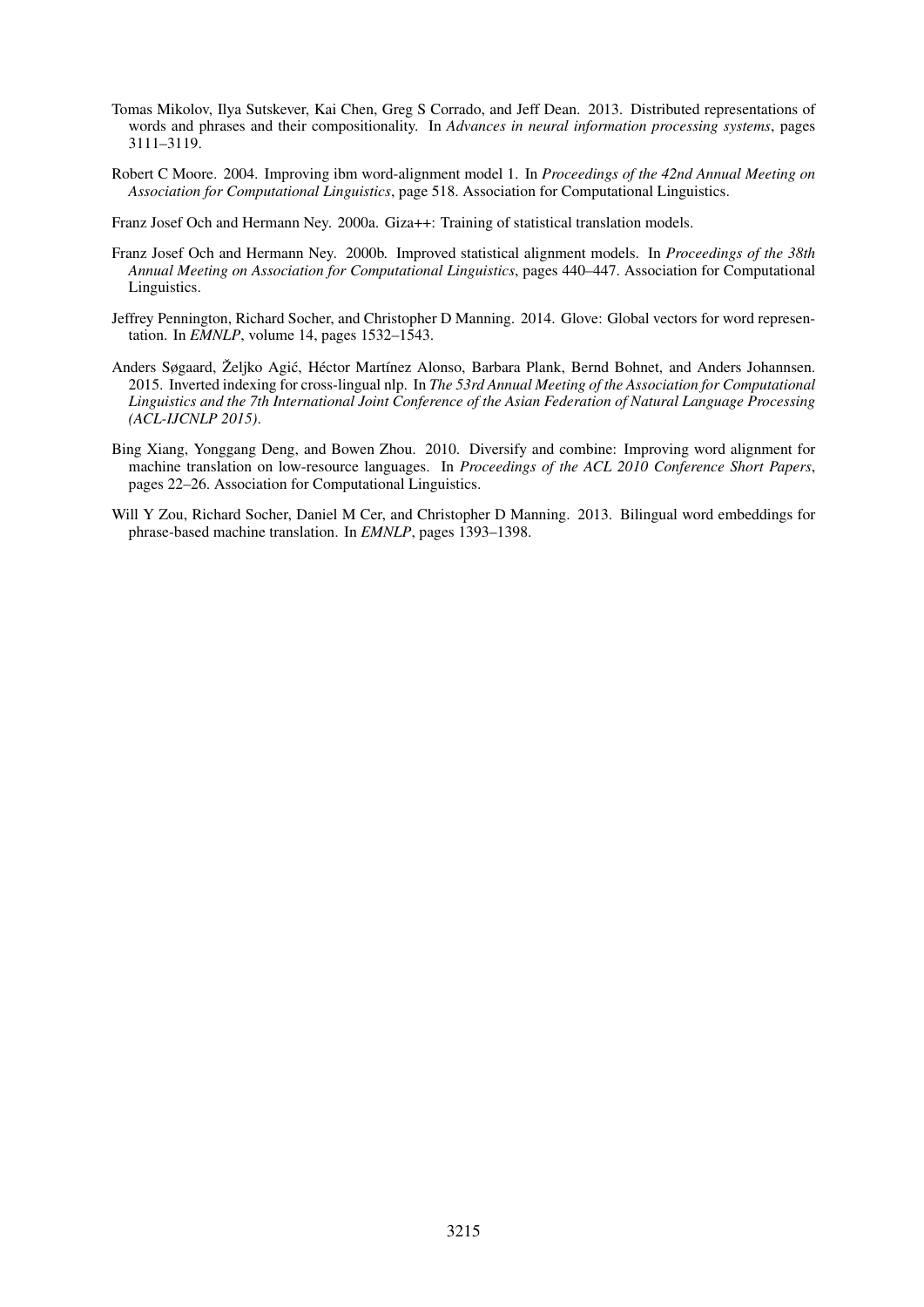Tomas Mikolov, Ilya Sutskever, Kai Chen, Greg S Corrado, and Jeff Dean. 2013. Distributed representations of words and phrases and their compositionality. In *Advances in neural information processing systems*, pages 3111–3119.

Robert C Moore. 2004. Improving ibm word-alignment model 1. In *Proceedings of the 42nd Annual Meeting on Association for Computational Linguistics*, page 518. Association for Computational Linguistics.

Franz Josef Och and Hermann Ney. 2000a. Giza++: Training of statistical translation models.

Franz Josef Och and Hermann Ney. 2000b. Improved statistical alignment models. In *Proceedings of the 38th Annual Meeting on Association for Computational Linguistics*, pages 440–447. Association for Computational Linguistics.

Jeffrey Pennington, Richard Socher, and Christopher D Manning. 2014. Glove: Global vectors for word representation. In *EMNLP*, volume 14, pages 1532–1543.

Anders Søgaard, Željko Agić, Héctor Martínez Alonso, Barbara Plank, Bernd Bohnet, and Anders Johannsen. 2015. Inverted indexing for cross-lingual nlp. In *The 53rd Annual Meeting of the Association for Computational Linguistics and the 7th International Joint Conference of the Asian Federation of Natural Language Processing (ACL-IJCNLP 2015)*.

Bing Xiang, Yonggang Deng, and Bowen Zhou. 2010. Diversify and combine: Improving word alignment for machine translation on low-resource languages. In *Proceedings of the ACL 2010 Conference Short Papers*, pages 22–26. Association for Computational Linguistics.

Will Y Zou, Richard Socher, Daniel M Cer, and Christopher D Manning. 2013. Bilingual word embeddings for phrase-based machine translation. In *EMNLP*, pages 1393–1398.